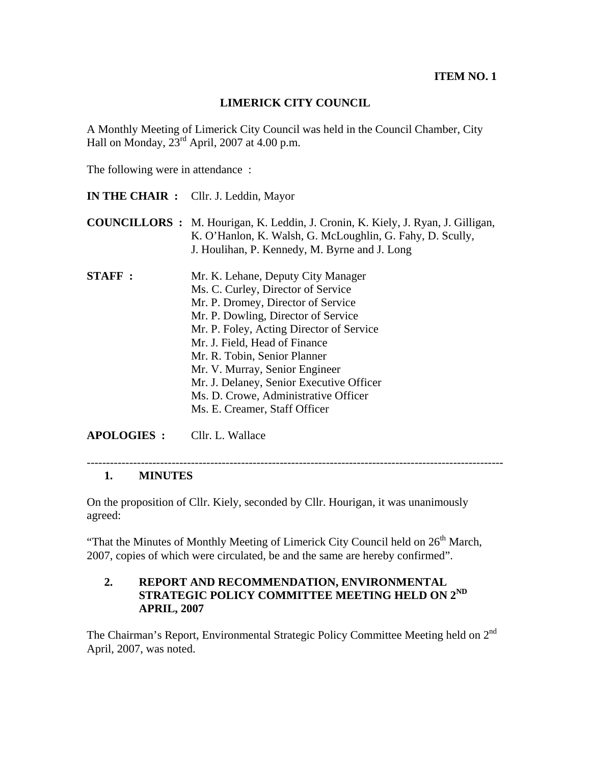**ITEM NO. 1**

# LIMERICK CITY COUNCIL

A Monthly Meeting of Limerick City Council was held in the Council Chamber, City Hall on Monday, 23rd April, 2007 at 4.00 p.m.

The following were in attendance :

**IN THE CHAIR :** Cllr. J. Leddin, Mayor

**COUNCILLORS :** M. Hourigan, K. Leddin, J. Cronin, K. Kiely, J. Ryan, J. Gilligan, K. O'Hanlon, K. Walsh, G. McLoughlin, G. Fahy, D. Scully, J. Houlihan, P. Kennedy, M. Byrne and J. Long

**STAFF :**
Mr. K. Lehane, Deputy City Manager
Ms. C. Curley, Director of Service
Mr. P. Dromey, Director of Service
Mr. P. Dowling, Director of Service
Mr. P. Foley, Acting Director of Service
Mr. J. Field, Head of Finance
Mr. R. Tobin, Senior Planner
Mr. V. Murray, Senior Engineer
Mr. J. Delaney, Senior Executive Officer
Ms. D. Crowe, Administrative Officer
Ms. E. Creamer, Staff Officer

**APOLOGIES :** Cllr. L. Wallace

---

## 1. MINUTES

On the proposition of Cllr. Kiely, seconded by Cllr. Hourigan, it was unanimously agreed:

"That the Minutes of Monthly Meeting of Limerick City Council held on 26th March, 2007, copies of which were circulated, be and the same are hereby confirmed".

## 2. REPORT AND RECOMMENDATION, ENVIRONMENTAL STRATEGIC POLICY COMMITTEE MEETING HELD ON 2ND APRIL, 2007

The Chairman's Report, Environmental Strategic Policy Committee Meeting held on 2nd April, 2007, was noted.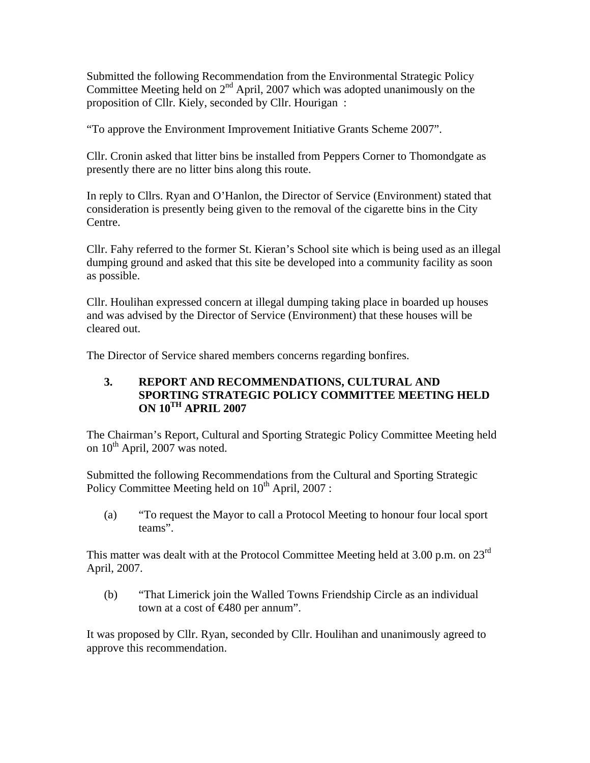Submitted the following Recommendation from the Environmental Strategic Policy Committee Meeting held on 2nd April, 2007 which was adopted unanimously on the proposition of Cllr. Kiely, seconded by Cllr. Hourigan :

"To approve the Environment Improvement Initiative Grants Scheme 2007".

Cllr. Cronin asked that litter bins be installed from Peppers Corner to Thomondgate as presently there are no litter bins along this route.

In reply to Cllrs. Ryan and O'Hanlon, the Director of Service (Environment) stated that consideration is presently being given to the removal of the cigarette bins in the City Centre.

Cllr. Fahy referred to the former St. Kieran's School site which is being used as an illegal dumping ground and asked that this site be developed into a community facility as soon as possible.

Cllr. Houlihan expressed concern at illegal dumping taking place in boarded up houses and was advised by the Director of Service (Environment) that these houses will be cleared out.

The Director of Service shared members concerns regarding bonfires.

## 3. REPORT AND RECOMMENDATIONS, CULTURAL AND SPORTING STRATEGIC POLICY COMMITTEE MEETING HELD ON 10TH APRIL 2007

The Chairman's Report, Cultural and Sporting Strategic Policy Committee Meeting held on 10th April, 2007 was noted.

Submitted the following Recommendations from the Cultural and Sporting Strategic Policy Committee Meeting held on 10th April, 2007 :

(a) "To request the Mayor to call a Protocol Meeting to honour four local sport teams".

This matter was dealt with at the Protocol Committee Meeting held at 3.00 p.m. on 23rd April, 2007.

(b) "That Limerick join the Walled Towns Friendship Circle as an individual town at a cost of €480 per annum".

It was proposed by Cllr. Ryan, seconded by Cllr. Houlihan and unanimously agreed to approve this recommendation.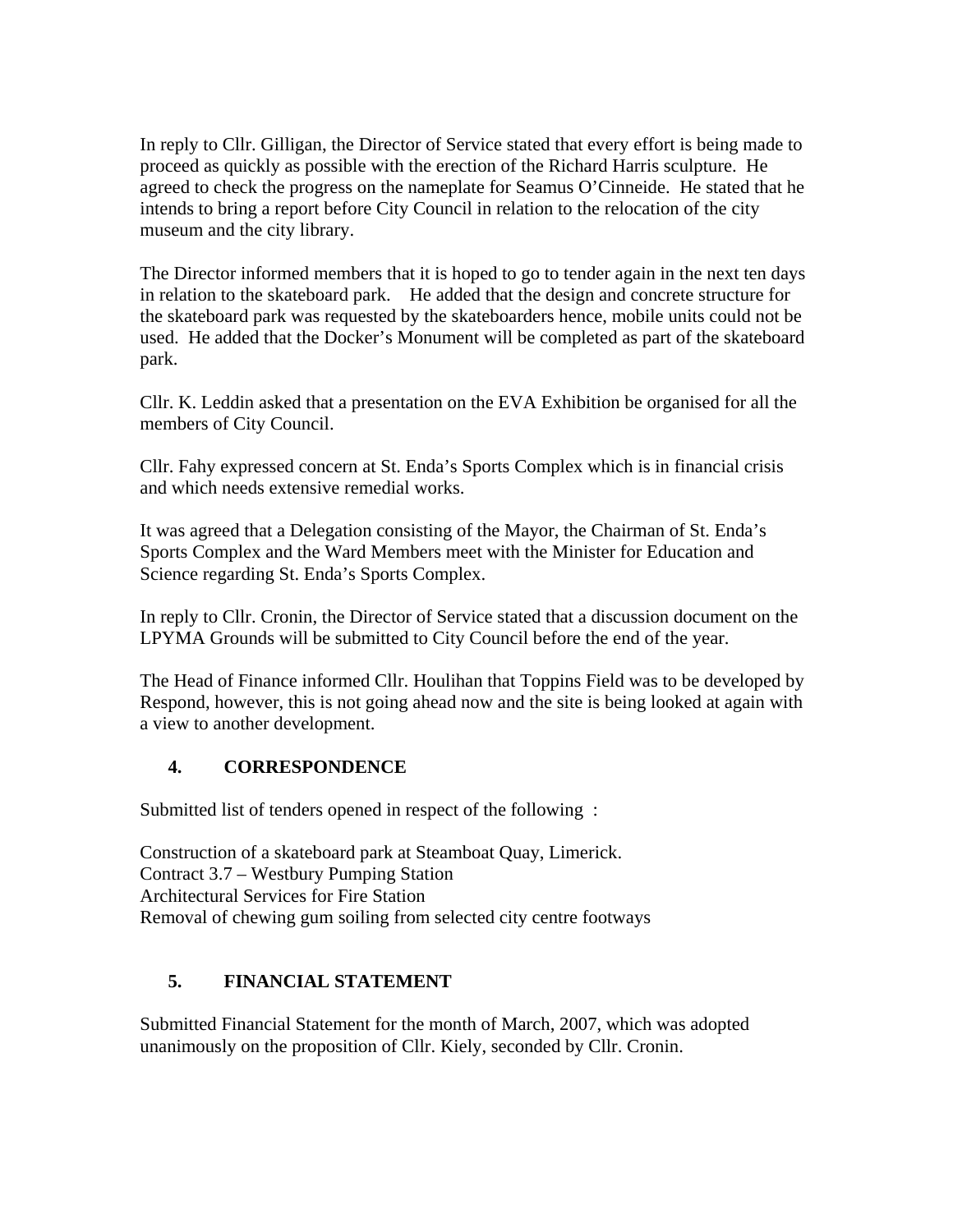In reply to Cllr. Gilligan, the Director of Service stated that every effort is being made to proceed as quickly as possible with the erection of the Richard Harris sculpture. He agreed to check the progress on the nameplate for Seamus O'Cinneide. He stated that he intends to bring a report before City Council in relation to the relocation of the city museum and the city library.

The Director informed members that it is hoped to go to tender again in the next ten days in relation to the skateboard park. He added that the design and concrete structure for the skateboard park was requested by the skateboarders hence, mobile units could not be used. He added that the Docker's Monument will be completed as part of the skateboard park.

Cllr. K. Leddin asked that a presentation on the EVA Exhibition be organised for all the members of City Council.

Cllr. Fahy expressed concern at St. Enda's Sports Complex which is in financial crisis and which needs extensive remedial works.

It was agreed that a Delegation consisting of the Mayor, the Chairman of St. Enda's Sports Complex and the Ward Members meet with the Minister for Education and Science regarding St. Enda's Sports Complex.

In reply to Cllr. Cronin, the Director of Service stated that a discussion document on the LPYMA Grounds will be submitted to City Council before the end of the year.

The Head of Finance informed Cllr. Houlihan that Toppins Field was to be developed by Respond, however, this is not going ahead now and the site is being looked at again with a view to another development.

## 4. CORRESPONDENCE

Submitted list of tenders opened in respect of the following :

Construction of a skateboard park at Steamboat Quay, Limerick.
Contract 3.7 – Westbury Pumping Station
Architectural Services for Fire Station
Removal of chewing gum soiling from selected city centre footways

## 5. FINANCIAL STATEMENT

Submitted Financial Statement for the month of March, 2007, which was adopted unanimously on the proposition of Cllr. Kiely, seconded by Cllr. Cronin.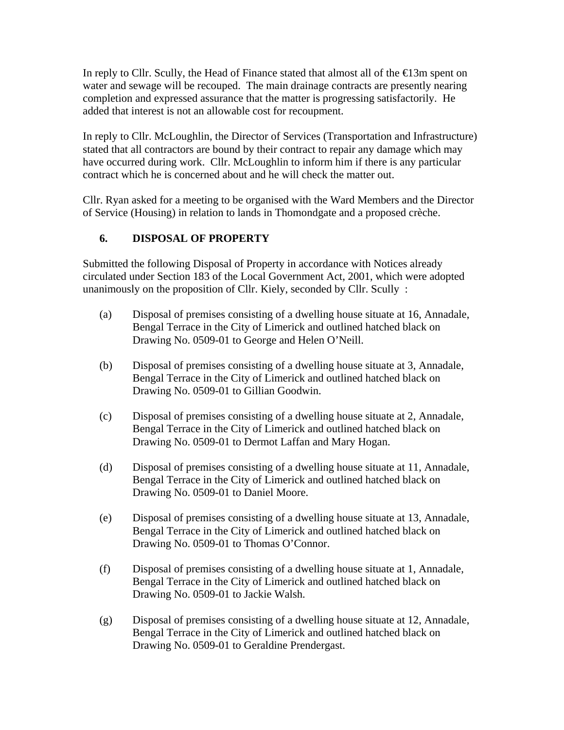In reply to Cllr. Scully, the Head of Finance stated that almost all of the €13m spent on water and sewage will be recouped. The main drainage contracts are presently nearing completion and expressed assurance that the matter is progressing satisfactorily. He added that interest is not an allowable cost for recoupment.

In reply to Cllr. McLoughlin, the Director of Services (Transportation and Infrastructure) stated that all contractors are bound by their contract to repair any damage which may have occurred during work. Cllr. McLoughlin to inform him if there is any particular contract which he is concerned about and he will check the matter out.

Cllr. Ryan asked for a meeting to be organised with the Ward Members and the Director of Service (Housing) in relation to lands in Thomondgate and a proposed crèche.

## 6. DISPOSAL OF PROPERTY

Submitted the following Disposal of Property in accordance with Notices already circulated under Section 183 of the Local Government Act, 2001, which were adopted unanimously on the proposition of Cllr. Kiely, seconded by Cllr. Scully :

(a) Disposal of premises consisting of a dwelling house situate at 16, Annadale, Bengal Terrace in the City of Limerick and outlined hatched black on Drawing No. 0509-01 to George and Helen O'Neill.

(b) Disposal of premises consisting of a dwelling house situate at 3, Annadale, Bengal Terrace in the City of Limerick and outlined hatched black on Drawing No. 0509-01 to Gillian Goodwin.

(c) Disposal of premises consisting of a dwelling house situate at 2, Annadale, Bengal Terrace in the City of Limerick and outlined hatched black on Drawing No. 0509-01 to Dermot Laffan and Mary Hogan.

(d) Disposal of premises consisting of a dwelling house situate at 11, Annadale, Bengal Terrace in the City of Limerick and outlined hatched black on Drawing No. 0509-01 to Daniel Moore.

(e) Disposal of premises consisting of a dwelling house situate at 13, Annadale, Bengal Terrace in the City of Limerick and outlined hatched black on Drawing No. 0509-01 to Thomas O'Connor.

(f) Disposal of premises consisting of a dwelling house situate at 1, Annadale, Bengal Terrace in the City of Limerick and outlined hatched black on Drawing No. 0509-01 to Jackie Walsh.

(g) Disposal of premises consisting of a dwelling house situate at 12, Annadale, Bengal Terrace in the City of Limerick and outlined hatched black on Drawing No. 0509-01 to Geraldine Prendergast.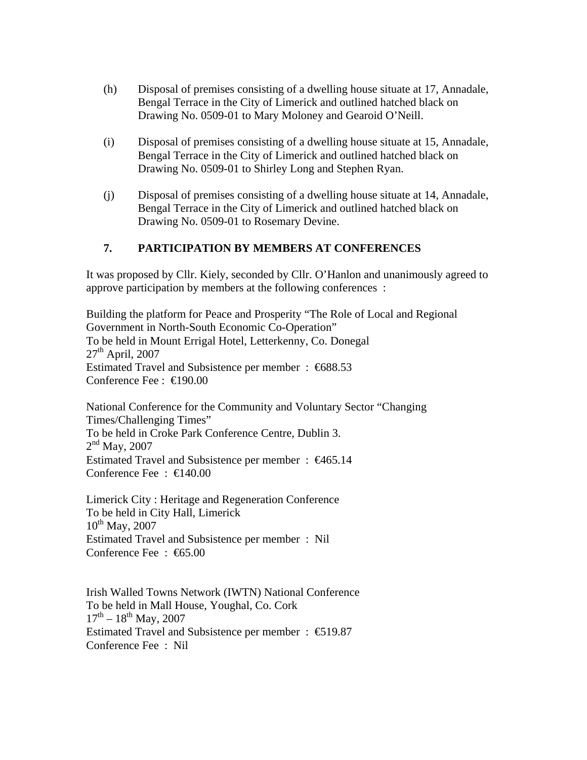(h) Disposal of premises consisting of a dwelling house situate at 17, Annadale, Bengal Terrace in the City of Limerick and outlined hatched black on Drawing No. 0509-01 to Mary Moloney and Gearoid O'Neill.

(i) Disposal of premises consisting of a dwelling house situate at 15, Annadale, Bengal Terrace in the City of Limerick and outlined hatched black on Drawing No. 0509-01 to Shirley Long and Stephen Ryan.

(j) Disposal of premises consisting of a dwelling house situate at 14, Annadale, Bengal Terrace in the City of Limerick and outlined hatched black on Drawing No. 0509-01 to Rosemary Devine.

## 7. PARTICIPATION BY MEMBERS AT CONFERENCES

It was proposed by Cllr. Kiely, seconded by Cllr. O'Hanlon and unanimously agreed to approve participation by members at the following conferences :

Building the platform for Peace and Prosperity "The Role of Local and Regional Government in North-South Economic Co-Operation"
To be held in Mount Errigal Hotel, Letterkenny, Co. Donegal
27th April, 2007
Estimated Travel and Subsistence per member : €688.53
Conference Fee : €190.00

National Conference for the Community and Voluntary Sector "Changing Times/Challenging Times"
To be held in Croke Park Conference Centre, Dublin 3.
2nd May, 2007
Estimated Travel and Subsistence per member : €465.14
Conference Fee : €140.00

Limerick City : Heritage and Regeneration Conference
To be held in City Hall, Limerick
10th May, 2007
Estimated Travel and Subsistence per member : Nil
Conference Fee : €65.00

Irish Walled Towns Network (IWTN) National Conference
To be held in Mall House, Youghal, Co. Cork
17th – 18th May, 2007
Estimated Travel and Subsistence per member : €519.87
Conference Fee : Nil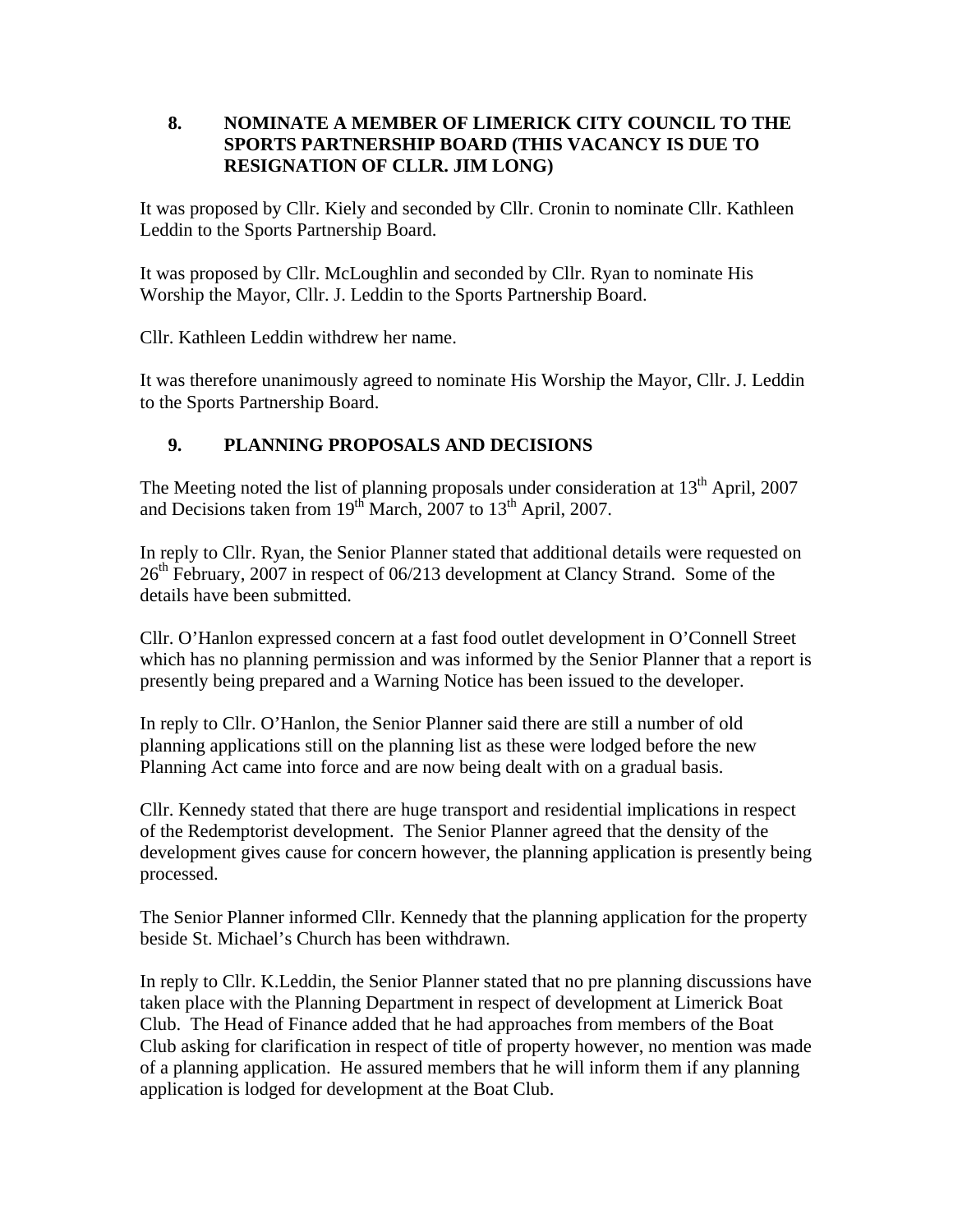## 8. NOMINATE A MEMBER OF LIMERICK CITY COUNCIL TO THE SPORTS PARTNERSHIP BOARD (THIS VACANCY IS DUE TO RESIGNATION OF CLLR. JIM LONG)

It was proposed by Cllr. Kiely and seconded by Cllr. Cronin to nominate Cllr. Kathleen Leddin to the Sports Partnership Board.

It was proposed by Cllr. McLoughlin and seconded by Cllr. Ryan to nominate His Worship the Mayor, Cllr. J. Leddin to the Sports Partnership Board.

Cllr. Kathleen Leddin withdrew her name.

It was therefore unanimously agreed to nominate His Worship the Mayor, Cllr. J. Leddin to the Sports Partnership Board.

## 9. PLANNING PROPOSALS AND DECISIONS

The Meeting noted the list of planning proposals under consideration at 13th April, 2007 and Decisions taken from 19th March, 2007 to 13th April, 2007.

In reply to Cllr. Ryan, the Senior Planner stated that additional details were requested on 26th February, 2007 in respect of 06/213 development at Clancy Strand. Some of the details have been submitted.

Cllr. O'Hanlon expressed concern at a fast food outlet development in O'Connell Street which has no planning permission and was informed by the Senior Planner that a report is presently being prepared and a Warning Notice has been issued to the developer.

In reply to Cllr. O'Hanlon, the Senior Planner said there are still a number of old planning applications still on the planning list as these were lodged before the new Planning Act came into force and are now being dealt with on a gradual basis.

Cllr. Kennedy stated that there are huge transport and residential implications in respect of the Redemptorist development. The Senior Planner agreed that the density of the development gives cause for concern however, the planning application is presently being processed.

The Senior Planner informed Cllr. Kennedy that the planning application for the property beside St. Michael's Church has been withdrawn.

In reply to Cllr. K.Leddin, the Senior Planner stated that no pre planning discussions have taken place with the Planning Department in respect of development at Limerick Boat Club. The Head of Finance added that he had approaches from members of the Boat Club asking for clarification in respect of title of property however, no mention was made of a planning application. He assured members that he will inform them if any planning application is lodged for development at the Boat Club.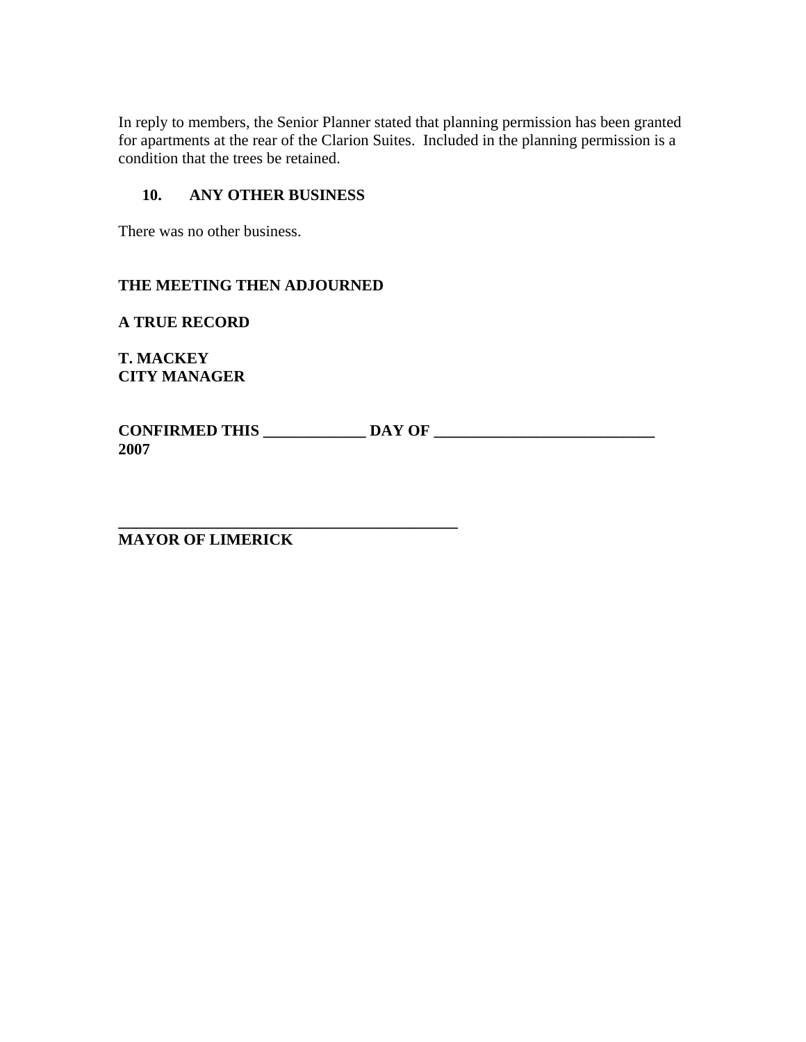In reply to members, the Senior Planner stated that planning permission has been granted for apartments at the rear of the Clarion Suites.  Included in the planning permission is a condition that the trees be retained.

## 10. ANY OTHER BUSINESS

There was no other business.

**THE MEETING THEN ADJOURNED**

**A TRUE RECORD**

**T. MACKEY**
**CITY MANAGER**

**CONFIRMED THIS _____________ DAY OF ____________________________ 2007**

**___________________________________________**
**MAYOR OF LIMERICK**